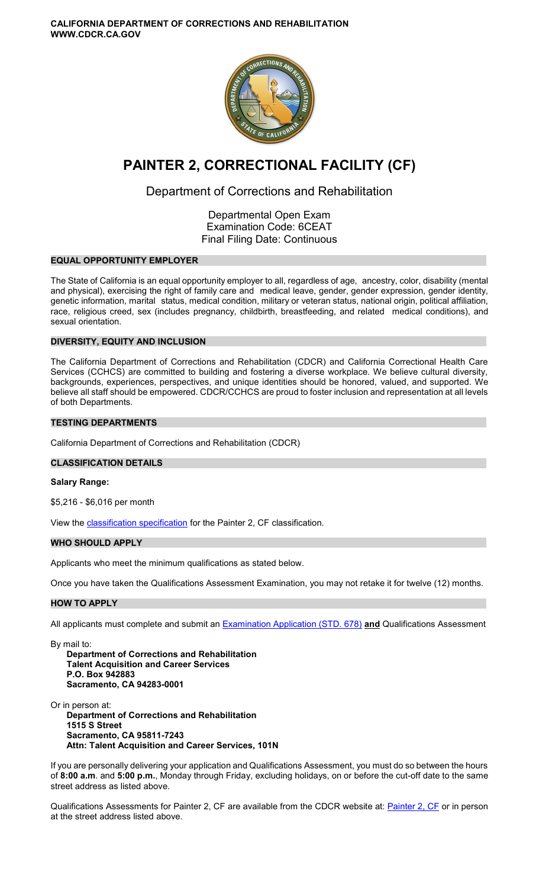**CALIFORNIA DEPARTMENT OF CORRECTIONS AND REHABILITATION**
**WWW.CDCR.CA.GOV**

# PAINTER 2, CORRECTIONAL FACILITY (CF)

## Department of Corrections and Rehabilitation

Departmental Open Exam
Examination Code: 6CEAT
Final Filing Date: Continuous

### EQUAL OPPORTUNITY EMPLOYER

The State of California is an equal opportunity employer to all, regardless of age, ancestry, color, disability (mental and physical), exercising the right of family care and medical leave, gender, gender expression, gender identity, genetic information, marital status, medical condition, military or veteran status, national origin, political affiliation, race, religious creed, sex (includes pregnancy, childbirth, breastfeeding, and related medical conditions), and sexual orientation.

### DIVERSITY, EQUITY AND INCLUSION

The California Department of Corrections and Rehabilitation (CDCR) and California Correctional Health Care Services (CCHCS) are committed to building and fostering a diverse workplace. We believe cultural diversity, backgrounds, experiences, perspectives, and unique identities should be honored, valued, and supported. We believe all staff should be empowered. CDCR/CCHCS are proud to foster inclusion and representation at all levels of both Departments.

### TESTING DEPARTMENTS

California Department of Corrections and Rehabilitation (CDCR)

### CLASSIFICATION DETAILS

**Salary Range:**

$5,216 - $6,016 per month

View the classification specification for the Painter 2, CF classification.

### WHO SHOULD APPLY

Applicants who meet the minimum qualifications as stated below.

Once you have taken the Qualifications Assessment Examination, you may not retake it for twelve (12) months.

### HOW TO APPLY

All applicants must complete and submit an Examination Application (STD. 678) **and** Qualifications Assessment

By mail to:
**Department of Corrections and Rehabilitation**
**Talent Acquisition and Career Services**
**P.O. Box 942883**
**Sacramento, CA 94283-0001**

Or in person at:
**Department of Corrections and Rehabilitation**
**1515 S Street**
**Sacramento, CA 95811-7243**
**Attn: Talent Acquisition and Career Services, 101N**

If you are personally delivering your application and Qualifications Assessment, you must do so between the hours of **8:00 a.m**. and **5:00 p.m.**, Monday through Friday, excluding holidays, on or before the cut-off date to the same street address as listed above.

Qualifications Assessments for Painter 2, CF are available from the CDCR website at: Painter 2, CF or in person at the street address listed above.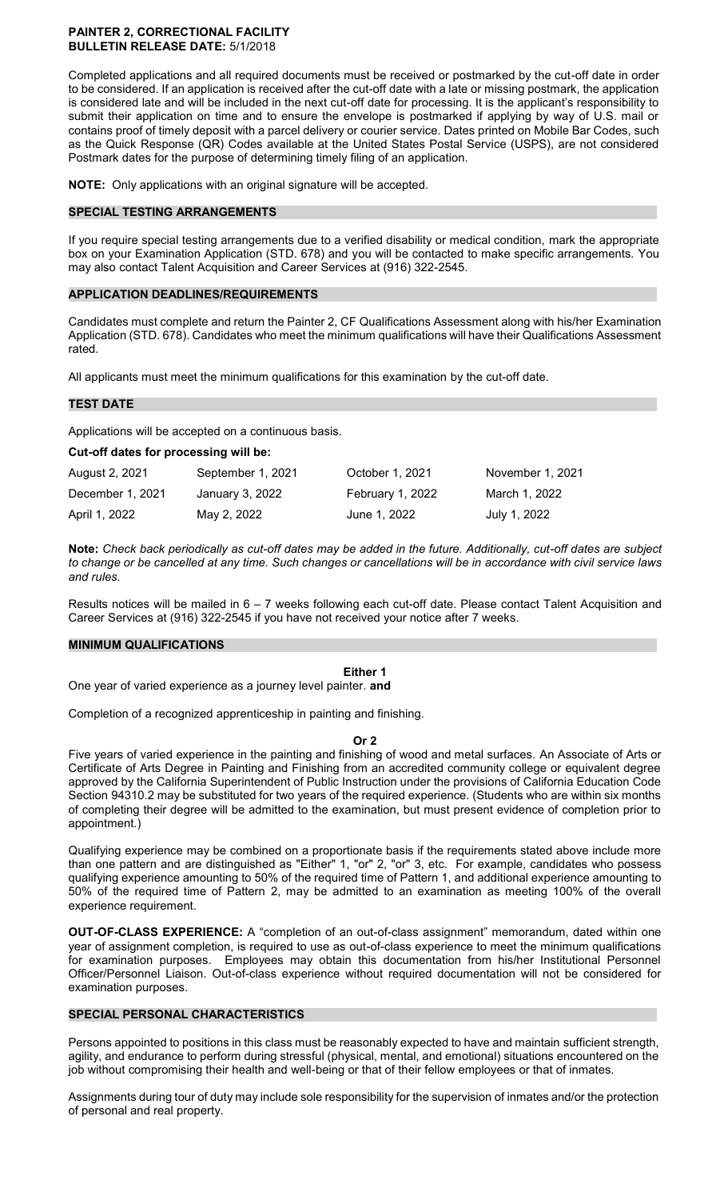**PAINTER 2, CORRECTIONAL FACILITY**
**BULLETIN RELEASE DATE:** 5/1/2018

Completed applications and all required documents must be received or postmarked by the cut-off date in order to be considered. If an application is received after the cut-off date with a late or missing postmark, the application is considered late and will be included in the next cut-off date for processing. It is the applicant's responsibility to submit their application on time and to ensure the envelope is postmarked if applying by way of U.S. mail or contains proof of timely deposit with a parcel delivery or courier service. Dates printed on Mobile Bar Codes, such as the Quick Response (QR) Codes available at the United States Postal Service (USPS), are not considered Postmark dates for the purpose of determining timely filing of an application.

**NOTE:** Only applications with an original signature will be accepted.

## SPECIAL TESTING ARRANGEMENTS

If you require special testing arrangements due to a verified disability or medical condition, mark the appropriate box on your Examination Application (STD. 678) and you will be contacted to make specific arrangements. You may also contact Talent Acquisition and Career Services at (916) 322-2545.

## APPLICATION DEADLINES/REQUIREMENTS

Candidates must complete and return the Painter 2, CF Qualifications Assessment along with his/her Examination Application (STD. 678). Candidates who meet the minimum qualifications will have their Qualifications Assessment rated.

All applicants must meet the minimum qualifications for this examination by the cut-off date.

## TEST DATE

Applications will be accepted on a continuous basis.

**Cut-off dates for processing will be:**

| | | | |
|---|---|---|---|
| August 2, 2021 | September 1, 2021 | October 1, 2021 | November 1, 2021 |
| December 1, 2021 | January 3, 2022 | February 1, 2022 | March 1, 2022 |
| April 1, 2022 | May 2, 2022 | June 1, 2022 | July 1, 2022 |

**Note:** *Check back periodically as cut-off dates may be added in the future. Additionally, cut-off dates are subject to change or be cancelled at any time. Such changes or cancellations will be in accordance with civil service laws and rules.*

Results notices will be mailed in 6 – 7 weeks following each cut-off date. Please contact Talent Acquisition and Career Services at (916) 322-2545 if you have not received your notice after 7 weeks.

## MINIMUM QUALIFICATIONS

**Either 1**

One year of varied experience as a journey level painter. **and**

Completion of a recognized apprenticeship in painting and finishing.

**Or 2**

Five years of varied experience in the painting and finishing of wood and metal surfaces. An Associate of Arts or Certificate of Arts Degree in Painting and Finishing from an accredited community college or equivalent degree approved by the California Superintendent of Public Instruction under the provisions of California Education Code Section 94310.2 may be substituted for two years of the required experience. (Students who are within six months of completing their degree will be admitted to the examination, but must present evidence of completion prior to appointment.)

Qualifying experience may be combined on a proportionate basis if the requirements stated above include more than one pattern and are distinguished as "Either" 1, "or" 2, "or" 3, etc. For example, candidates who possess qualifying experience amounting to 50% of the required time of Pattern 1, and additional experience amounting to 50% of the required time of Pattern 2, may be admitted to an examination as meeting 100% of the overall experience requirement.

**OUT-OF-CLASS EXPERIENCE:** A "completion of an out-of-class assignment" memorandum, dated within one year of assignment completion, is required to use as out-of-class experience to meet the minimum qualifications for examination purposes. Employees may obtain this documentation from his/her Institutional Personnel Officer/Personnel Liaison. Out-of-class experience without required documentation will not be considered for examination purposes.

## SPECIAL PERSONAL CHARACTERISTICS

Persons appointed to positions in this class must be reasonably expected to have and maintain sufficient strength, agility, and endurance to perform during stressful (physical, mental, and emotional) situations encountered on the job without compromising their health and well-being or that of their fellow employees or that of inmates.

Assignments during tour of duty may include sole responsibility for the supervision of inmates and/or the protection of personal and real property.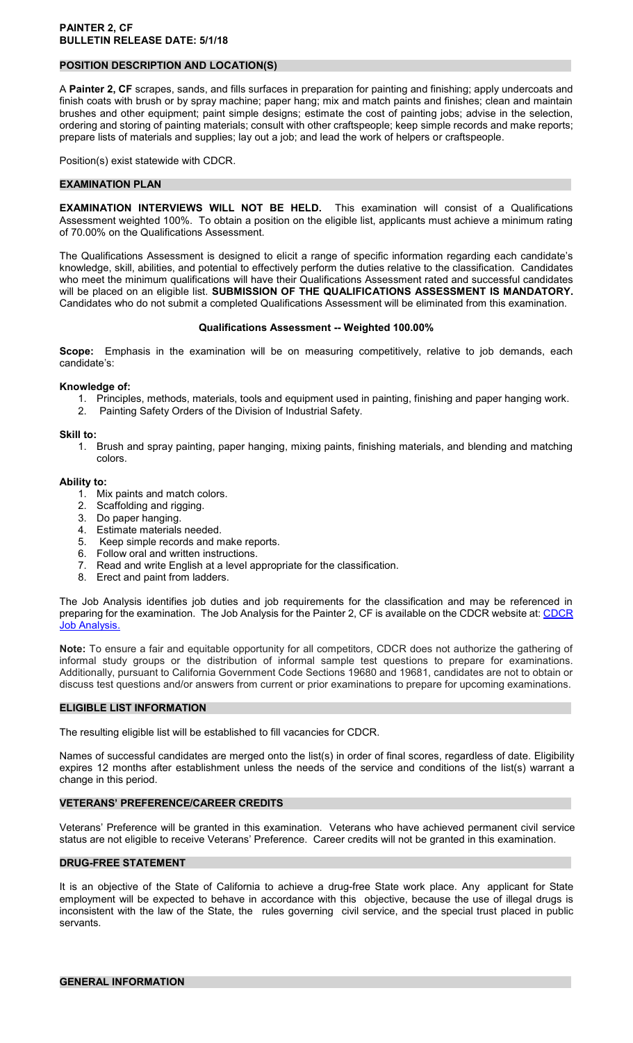**PAINTER 2, CF**
**BULLETIN RELEASE DATE: 5/1/18**

## POSITION DESCRIPTION AND LOCATION(S)

A **Painter 2, CF** scrapes, sands, and fills surfaces in preparation for painting and finishing; apply undercoats and finish coats with brush or by spray machine; paper hang; mix and match paints and finishes; clean and maintain brushes and other equipment; paint simple designs; estimate the cost of painting jobs; advise in the selection, ordering and storing of painting materials; consult with other craftspeople; keep simple records and make reports; prepare lists of materials and supplies; lay out a job; and lead the work of helpers or craftspeople.

Position(s) exist statewide with CDCR.

## EXAMINATION PLAN

**EXAMINATION INTERVIEWS WILL NOT BE HELD.** This examination will consist of a Qualifications Assessment weighted 100%. To obtain a position on the eligible list, applicants must achieve a minimum rating of 70.00% on the Qualifications Assessment.

The Qualifications Assessment is designed to elicit a range of specific information regarding each candidate's knowledge, skill, abilities, and potential to effectively perform the duties relative to the classification. Candidates who meet the minimum qualifications will have their Qualifications Assessment rated and successful candidates will be placed on an eligible list. **SUBMISSION OF THE QUALIFICATIONS ASSESSMENT IS MANDATORY.** Candidates who do not submit a completed Qualifications Assessment will be eliminated from this examination.

**Qualifications Assessment -- Weighted 100.00%**

**Scope:** Emphasis in the examination will be on measuring competitively, relative to job demands, each candidate's:

**Knowledge of:**

1. Principles, methods, materials, tools and equipment used in painting, finishing and paper hanging work.
2. Painting Safety Orders of the Division of Industrial Safety.

**Skill to:**

1. Brush and spray painting, paper hanging, mixing paints, finishing materials, and blending and matching colors.

**Ability to:**

1. Mix paints and match colors.
2. Scaffolding and rigging.
3. Do paper hanging.
4. Estimate materials needed.
5. Keep simple records and make reports.
6. Follow oral and written instructions.
7. Read and write English at a level appropriate for the classification.
8. Erect and paint from ladders.

The Job Analysis identifies job duties and job requirements for the classification and may be referenced in preparing for the examination. The Job Analysis for the Painter 2, CF is available on the CDCR website at: CDCR Job Analysis.

**Note:** To ensure a fair and equitable opportunity for all competitors, CDCR does not authorize the gathering of informal study groups or the distribution of informal sample test questions to prepare for examinations. Additionally, pursuant to California Government Code Sections 19680 and 19681, candidates are not to obtain or discuss test questions and/or answers from current or prior examinations to prepare for upcoming examinations.

## ELIGIBLE LIST INFORMATION

The resulting eligible list will be established to fill vacancies for CDCR.

Names of successful candidates are merged onto the list(s) in order of final scores, regardless of date. Eligibility expires 12 months after establishment unless the needs of the service and conditions of the list(s) warrant a change in this period.

## VETERANS' PREFERENCE/CAREER CREDITS

Veterans' Preference will be granted in this examination. Veterans who have achieved permanent civil service status are not eligible to receive Veterans' Preference. Career credits will not be granted in this examination.

## DRUG-FREE STATEMENT

It is an objective of the State of California to achieve a drug-free State work place. Any applicant for State employment will be expected to behave in accordance with this objective, because the use of illegal drugs is inconsistent with the law of the State, the rules governing civil service, and the special trust placed in public servants.

## GENERAL INFORMATION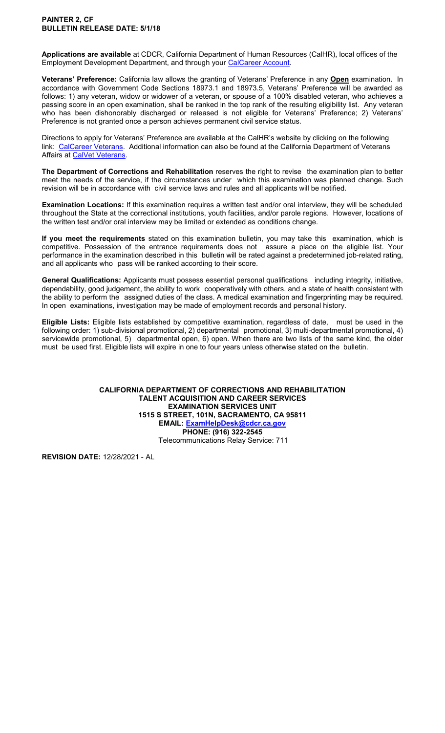**PAINTER 2, CF**
**BULLETIN RELEASE DATE: 5/1/18**

**Applications are available** at CDCR, California Department of Human Resources (CalHR), local offices of the Employment Development Department, and through your CalCareer Account.

**Veterans' Preference:** California law allows the granting of Veterans' Preference in any **Open** examination. In accordance with Government Code Sections 18973.1 and 18973.5, Veterans' Preference will be awarded as follows: 1) any veteran, widow or widower of a veteran, or spouse of a 100% disabled veteran, who achieves a passing score in an open examination, shall be ranked in the top rank of the resulting eligibility list. Any veteran who has been dishonorably discharged or released is not eligible for Veterans' Preference; 2) Veterans' Preference is not granted once a person achieves permanent civil service status.

Directions to apply for Veterans' Preference are available at the CalHR's website by clicking on the following link: CalCareer Veterans. Additional information can also be found at the California Department of Veterans Affairs at CalVet Veterans.

**The Department of Corrections and Rehabilitation** reserves the right to revise the examination plan to better meet the needs of the service, if the circumstances under which this examination was planned change. Such revision will be in accordance with civil service laws and rules and all applicants will be notified.

**Examination Locations:** If this examination requires a written test and/or oral interview, they will be scheduled throughout the State at the correctional institutions, youth facilities, and/or parole regions. However, locations of the written test and/or oral interview may be limited or extended as conditions change.

**If you meet the requirements** stated on this examination bulletin, you may take this examination, which is competitive. Possession of the entrance requirements does not assure a place on the eligible list. Your performance in the examination described in this bulletin will be rated against a predetermined job-related rating, and all applicants who pass will be ranked according to their score.

**General Qualifications:** Applicants must possess essential personal qualifications including integrity, initiative, dependability, good judgement, the ability to work cooperatively with others, and a state of health consistent with the ability to perform the assigned duties of the class. A medical examination and fingerprinting may be required. In open examinations, investigation may be made of employment records and personal history.

**Eligible Lists:** Eligible lists established by competitive examination, regardless of date, must be used in the following order: 1) sub-divisional promotional, 2) departmental promotional, 3) multi-departmental promotional, 4) servicewide promotional, 5) departmental open, 6) open. When there are two lists of the same kind, the older must be used first. Eligible lists will expire in one to four years unless otherwise stated on the bulletin.

**CALIFORNIA DEPARTMENT OF CORRECTIONS AND REHABILITATION**
**TALENT ACQUISITION AND CAREER SERVICES**
**EXAMINATION SERVICES UNIT**
**1515 S STREET, 101N, SACRAMENTO, CA 95811**
**EMAIL: ExamHelpDesk@cdcr.ca.gov**
**PHONE: (916) 322-2545**
Telecommunications Relay Service: 711

**REVISION DATE:** 12/28/2021 - AL